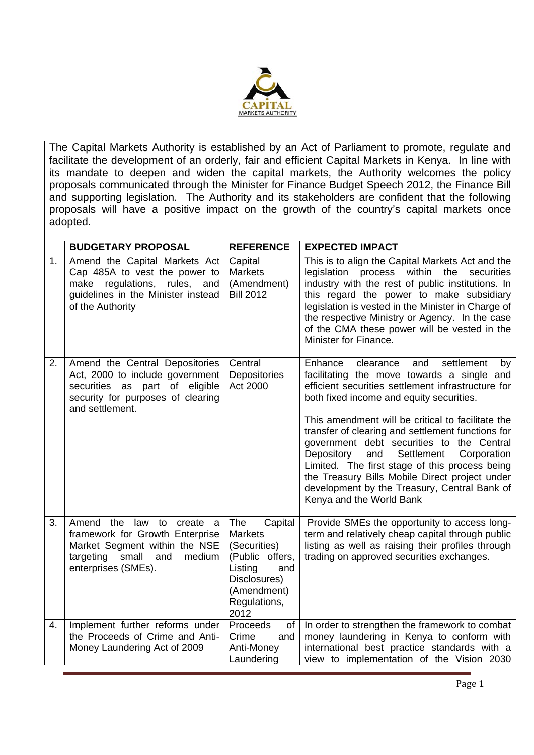The Capital Markets Authority is established by an Act of Parliament to promote, regulate and facilitate the development of an orderly, fair and efficient Capital Markets in Kenya. In line with its mandate to deepen and widen the capital markets, the Authority welcomes the policy proposals communicated through the Minister for Finance Budget Speech 2012, the Finance Bill and supporting legislation. The Authority and its stakeholders are confident that the following proposals will have a positive impact on the growth of the country's capital markets once adopted.

| | BUDGETARY PROPOSAL | REFERENCE | EXPECTED IMPACT |
|---|---|---|---|
| 1. | Amend the Capital Markets Act Cap 485A to vest the power to make regulations, rules, and guidelines in the Minister instead of the Authority | Capital Markets (Amendment) Bill 2012 | This is to align the Capital Markets Act and the legislation process within the securities industry with the rest of public institutions. In this regard the power to make subsidiary legislation is vested in the Minister in Charge of the respective Ministry or Agency. In the case of the CMA these power will be vested in the Minister for Finance. |
| 2. | Amend the Central Depositories Act, 2000 to include government securities as part of eligible security for purposes of clearing and settlement. | Central Depositories Act 2000 | Enhance clearance and settlement by facilitating the move towards a single and efficient securities settlement infrastructure for both fixed income and equity securities.<br><br>This amendment will be critical to facilitate the transfer of clearing and settlement functions for government debt securities to the Central Depository and Settlement Corporation Limited. The first stage of this process being the Treasury Bills Mobile Direct project under development by the Treasury, Central Bank of Kenya and the World Bank |
| 3. | Amend the law to create a framework for Growth Enterprise Market Segment within the NSE targeting small and medium enterprises (SMEs). | The Capital Markets (Securities) (Public offers, Listing and Disclosures) (Amendment) Regulations, 2012 | Provide SMEs the opportunity to access long-term and relatively cheap capital through public listing as well as raising their profiles through trading on approved securities exchanges. |
| 4. | Implement further reforms under the Proceeds of Crime and Anti-Money Laundering Act of 2009 | Proceeds of Crime and Anti-Money Laundering | In order to strengthen the framework to combat money laundering in Kenya to conform with international best practice standards with a view to implementation of the Vision 2030 |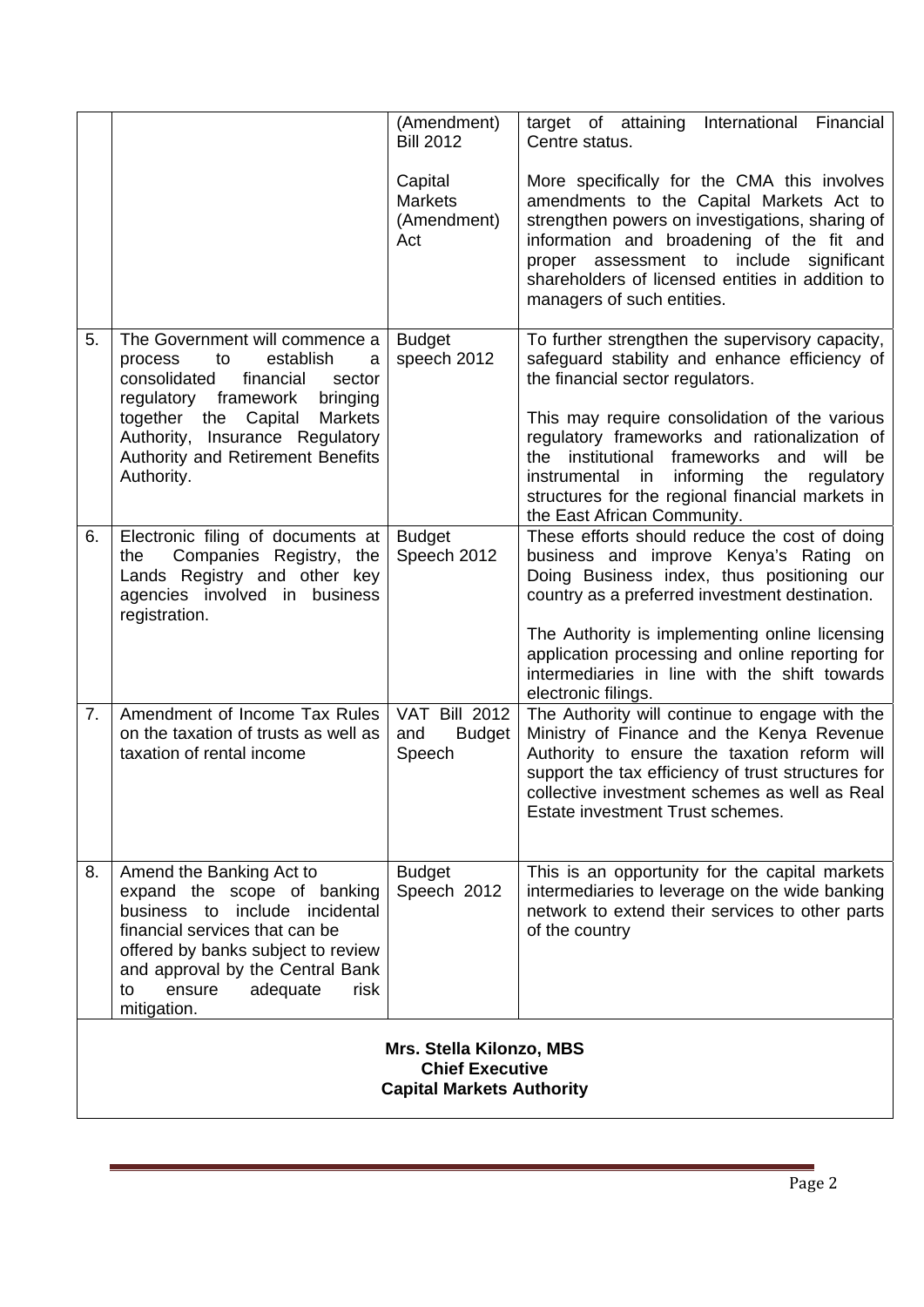| | | | |
|---|---|---|---|
| | | (Amendment) Bill 2012<br><br>Capital Markets (Amendment) Act | target of attaining International Financial Centre status.<br><br>More specifically for the CMA this involves amendments to the Capital Markets Act to strengthen powers on investigations, sharing of information and broadening of the fit and proper assessment to include significant shareholders of licensed entities in addition to managers of such entities. |
| 5. | The Government will commence a process to establish a consolidated financial sector regulatory framework bringing together the Capital Markets Authority, Insurance Regulatory Authority and Retirement Benefits Authority. | Budget speech 2012 | To further strengthen the supervisory capacity, safeguard stability and enhance efficiency of the financial sector regulators.<br><br>This may require consolidation of the various regulatory frameworks and rationalization of the institutional frameworks and will be instrumental in informing the regulatory structures for the regional financial markets in the East African Community. |
| 6. | Electronic filing of documents at the Companies Registry, the Lands Registry and other key agencies involved in business registration. | Budget Speech 2012 | These efforts should reduce the cost of doing business and improve Kenya's Rating on Doing Business index, thus positioning our country as a preferred investment destination.<br><br>The Authority is implementing online licensing application processing and online reporting for intermediaries in line with the shift towards electronic filings. |
| 7. | Amendment of Income Tax Rules on the taxation of trusts as well as taxation of rental income | VAT Bill 2012 and Budget Speech | The Authority will continue to engage with the Ministry of Finance and the Kenya Revenue Authority to ensure the taxation reform will support the tax efficiency of trust structures for collective investment schemes as well as Real Estate investment Trust schemes. |
| 8. | Amend the Banking Act to expand the scope of banking business to include incidental financial services that can be offered by banks subject to review and approval by the Central Bank to ensure adequate risk mitigation. | Budget Speech 2012 | This is an opportunity for the capital markets intermediaries to leverage on the wide banking network to extend their services to other parts of the country |

**Mrs. Stella Kilonzo, MBS**
**Chief Executive**
**Capital Markets Authority**